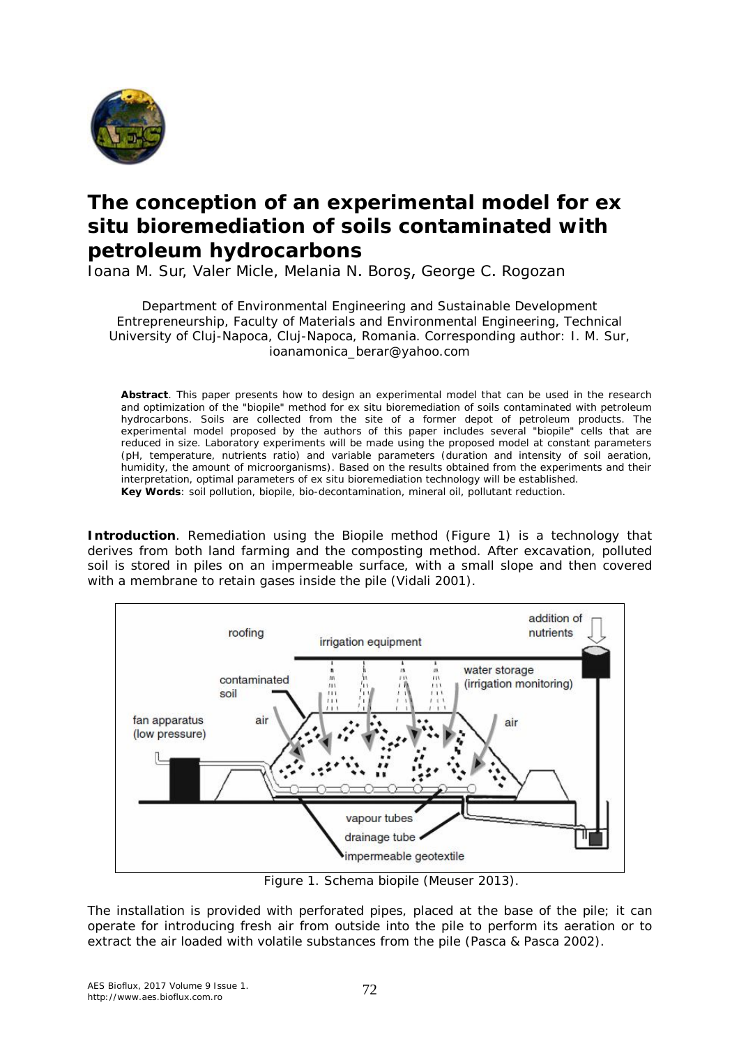# The conception of an experimental model for ex situ bioremediation of soils contaminated with petroleum hydrocarbons

Ioana M. Sur, Valer Micle, Melania N. Boroş, George C. Rogozan

Department of Environmental Engineering and Sustainable Development Entrepreneurship, Faculty of Materials and Environmental Engineering, Technical University of Cluj-Napoca, Cluj-Napoca, Romania. Corresponding author: I. M. Sur, ioanamonica_berar@yahoo.com

**Abstract**. This paper presents how to design an experimental model that can be used in the research and optimization of the "biopile" method for ex situ bioremediation of soils contaminated with petroleum hydrocarbons. Soils are collected from the site of a former depot of petroleum products. The experimental model proposed by the authors of this paper includes several "biopile" cells that are reduced in size. Laboratory experiments will be made using the proposed model at constant parameters (pH, temperature, nutrients ratio) and variable parameters (duration and intensity of soil aeration, humidity, the amount of microorganisms). Based on the results obtained from the experiments and their interpretation, optimal parameters of ex situ bioremediation technology will be established.
**Key Words**: soil pollution, biopile, bio-decontamination, mineral oil, pollutant reduction.

**Introduction**. Remediation using the Biopile method (Figure 1) is a technology that derives from both land farming and the composting method. After excavation, polluted soil is stored in piles on an impermeable surface, with a small slope and then covered with a membrane to retain gases inside the pile (Vidali 2001).

Figure 1. Schema biopile (Meuser 2013).

The installation is provided with perforated pipes, placed at the base of the pile; it can operate for introducing fresh air from outside into the pile to perform its aeration or to extract the air loaded with volatile substances from the pile (Pasca & Pasca 2002).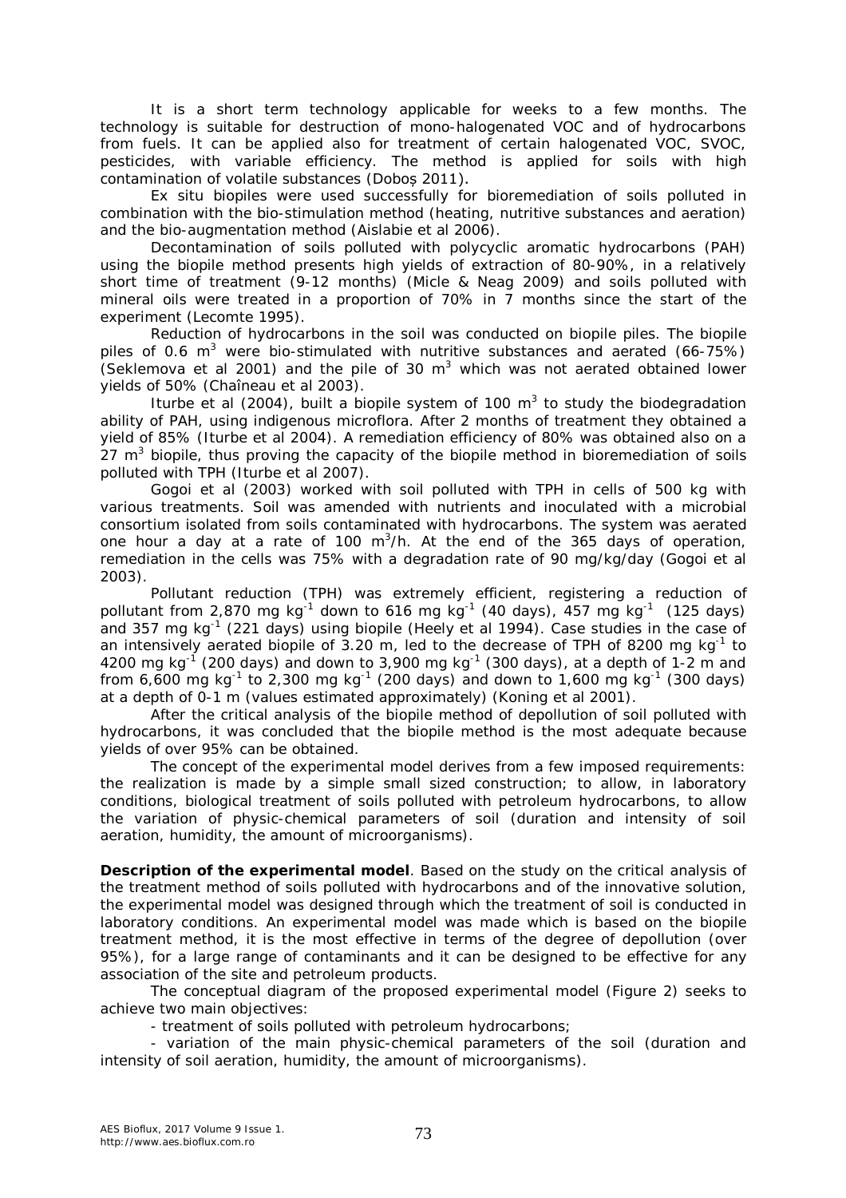It is a short term technology applicable for weeks to a few months. The technology is suitable for destruction of mono-halogenated VOC and of hydrocarbons from fuels. It can be applied also for treatment of certain halogenated VOC, SVOC, pesticides, with variable efficiency. The method is applied for soils with high contamination of volatile substances (Doboș 2011).

Ex situ biopiles were used successfully for bioremediation of soils polluted in combination with the bio-stimulation method (heating, nutritive substances and aeration) and the bio-augmentation method (Aislabie et al 2006).

Decontamination of soils polluted with polycyclic aromatic hydrocarbons (PAH) using the biopile method presents high yields of extraction of 80-90%, in a relatively short time of treatment (9-12 months) (Micle & Neag 2009) and soils polluted with mineral oils were treated in a proportion of 70% in 7 months since the start of the experiment (Lecomte 1995).

Reduction of hydrocarbons in the soil was conducted on biopile piles. The biopile piles of 0.6 $m^3$ were bio-stimulated with nutritive substances and aerated (66-75%) (Seklemova et al 2001) and the pile of 30 $m^3$ which was not aerated obtained lower yields of 50% (Chaîneau et al 2003).

Iturbe et al (2004), built a biopile system of 100 $m^3$ to study the biodegradation ability of PAH, using indigenous microflora. After 2 months of treatment they obtained a yield of 85% (Iturbe et al 2004). A remediation efficiency of 80% was obtained also on a 27 $m^3$ biopile, thus proving the capacity of the biopile method in bioremediation of soils polluted with TPH (Iturbe et al 2007).

Gogoi et al (2003) worked with soil polluted with TPH in cells of 500 kg with various treatments. Soil was amended with nutrients and inoculated with a microbial consortium isolated from soils contaminated with hydrocarbons. The system was aerated one hour a day at a rate of 100 $m^3$/h. At the end of the 365 days of operation, remediation in the cells was 75% with a degradation rate of 90 mg/kg/day (Gogoi et al 2003).

Pollutant reduction (TPH) was extremely efficient, registering a reduction of pollutant from 2,870 mg $kg^{-1}$ down to 616 mg $kg^{-1}$ (40 days), 457 mg $kg^{-1}$ (125 days) and 357 mg $kg^{-1}$ (221 days) using biopile (Heely et al 1994). Case studies in the case of an intensively aerated biopile of 3.20 m, led to the decrease of TPH of 8200 mg $kg^{-1}$ to 4200 mg $kg^{-1}$ (200 days) and down to 3,900 mg $kg^{-1}$ (300 days), at a depth of 1-2 m and from 6,600 mg $kg^{-1}$ to 2,300 mg $kg^{-1}$ (200 days) and down to 1,600 mg $kg^{-1}$ (300 days) at a depth of 0-1 m (values estimated approximately) (Koning et al 2001).

After the critical analysis of the biopile method of depollution of soil polluted with hydrocarbons, it was concluded that the biopile method is the most adequate because yields of over 95% can be obtained.

The concept of the experimental model derives from a few imposed requirements: the realization is made by a simple small sized construction; to allow, in laboratory conditions, biological treatment of soils polluted with petroleum hydrocarbons, to allow the variation of physic-chemical parameters of soil (duration and intensity of soil aeration, humidity, the amount of microorganisms).

**Description of the experimental model**. Based on the study on the critical analysis of the treatment method of soils polluted with hydrocarbons and of the innovative solution, the experimental model was designed through which the treatment of soil is conducted in laboratory conditions. An experimental model was made which is based on the biopile treatment method, it is the most effective in terms of the degree of depollution (over 95%), for a large range of contaminants and it can be designed to be effective for any association of the site and petroleum products.

The conceptual diagram of the proposed experimental model (Figure 2) seeks to achieve two main objectives:

- treatment of soils polluted with petroleum hydrocarbons;
- variation of the main physic-chemical parameters of the soil (duration and intensity of soil aeration, humidity, the amount of microorganisms).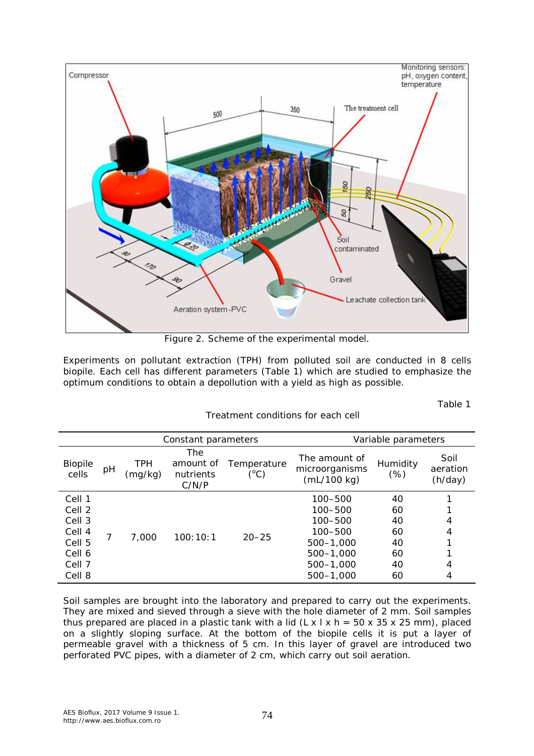Figure 2. Scheme of the experimental model.

Experiments on pollutant extraction (TPH) from polluted soil are conducted in 8 cells biopile. Each cell has different parameters (Table 1) which are studied to emphasize the optimum conditions to obtain a depollution with a yield as high as possible.

Table 1

Treatment conditions for each cell

| Biopile cells | Constant parameters | | | | Variable parameters | | |
|---|---|---|---|---|---|---|---|
| | pH | TPH (mg/kg) | The amount of nutrients C/N/P | Temperature (°C) | The amount of microorganisms (mL/100 kg) | Humidity (%) | Soil aeration (h/day) |
| Cell 1 | 7 | 7,000 | 100:10:1 | 20–25 | 100–500 | 40 | 1 |
| Cell 2 | | | | | 100–500 | 60 | 1 |
| Cell 3 | | | | | 100–500 | 40 | 4 |
| Cell 4 | | | | | 100–500 | 60 | 4 |
| Cell 5 | | | | | 500–1,000 | 40 | 1 |
| Cell 6 | | | | | 500–1,000 | 60 | 1 |
| Cell 7 | | | | | 500–1,000 | 40 | 4 |
| Cell 8 | | | | | 500–1,000 | 60 | 4 |

Soil samples are brought into the laboratory and prepared to carry out the experiments. They are mixed and sieved through a sieve with the hole diameter of 2 mm. Soil samples thus prepared are placed in a plastic tank with a lid (L x l x h = 50 x 35 x 25 mm), placed on a slightly sloping surface. At the bottom of the biopile cells it is put a layer of permeable gravel with a thickness of 5 cm. In this layer of gravel are introduced two perforated PVC pipes, with a diameter of 2 cm, which carry out soil aeration.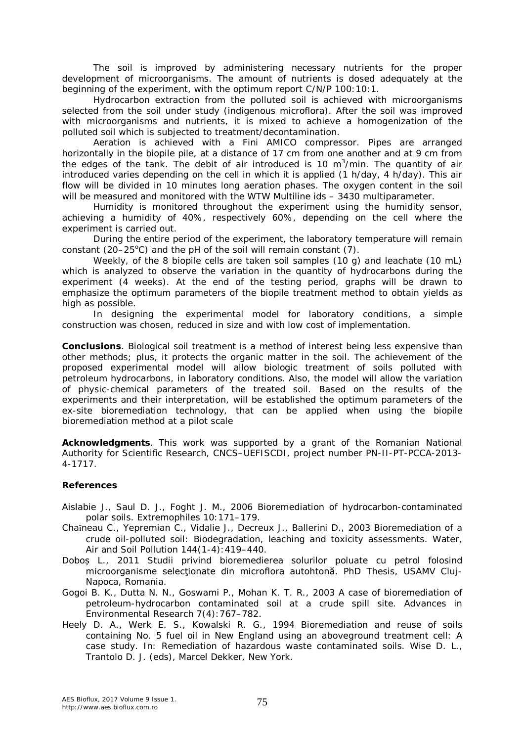The soil is improved by administering necessary nutrients for the proper development of microorganisms. The amount of nutrients is dosed adequately at the beginning of the experiment, with the optimum report C/N/P 100:10:1.

Hydrocarbon extraction from the polluted soil is achieved with microorganisms selected from the soil under study (indigenous microflora). After the soil was improved with microorganisms and nutrients, it is mixed to achieve a homogenization of the polluted soil which is subjected to treatment/decontamination.

Aeration is achieved with a Fini AMICO compressor. Pipes are arranged horizontally in the biopile pile, at a distance of 17 cm from one another and at 9 cm from the edges of the tank. The debit of air introduced is 10 $m^3$/min. The quantity of air introduced varies depending on the cell in which it is applied (1 h/day, 4 h/day). This air flow will be divided in 10 minutes long aeration phases. The oxygen content in the soil will be measured and monitored with the WTW Multiline ids – 3430 multiparameter.

Humidity is monitored throughout the experiment using the humidity sensor, achieving a humidity of 40%, respectively 60%, depending on the cell where the experiment is carried out.

During the entire period of the experiment, the laboratory temperature will remain constant (20–25$^o$C) and the pH of the soil will remain constant (7).

Weekly, of the 8 biopile cells are taken soil samples (10 g) and leachate (10 mL) which is analyzed to observe the variation in the quantity of hydrocarbons during the experiment (4 weeks). At the end of the testing period, graphs will be drawn to emphasize the optimum parameters of the biopile treatment method to obtain yields as high as possible.

In designing the experimental model for laboratory conditions, a simple construction was chosen, reduced in size and with low cost of implementation.

**Conclusions**. Biological soil treatment is a method of interest being less expensive than other methods; plus, it protects the organic matter in the soil. The achievement of the proposed experimental model will allow biologic treatment of soils polluted with petroleum hydrocarbons, in laboratory conditions. Also, the model will allow the variation of physic-chemical parameters of the treated soil. Based on the results of the experiments and their interpretation, will be established the optimum parameters of the ex-site bioremediation technology, that can be applied when using the biopile bioremediation method at a pilot scale

**Acknowledgments**. This work was supported by a grant of the Romanian National Authority for Scientific Research, CNCS–UEFISCDI, project number PN-II-PT-PCCA-2013-4-1717.

**References**

Aislabie J., Saul D. J., Foght J. M., 2006 Bioremediation of hydrocarbon-contaminated polar soils. Extremophiles 10:171–179.

Chaîneau C., Yepremian C., Vidalie J., Decreux J., Ballerini D., 2003 Bioremediation of a crude oil-polluted soil: Biodegradation, leaching and toxicity assessments. Water, Air and Soil Pollution 144(1-4):419–440.

Doboș L., 2011 Studii privind bioremedierea solurilor poluate cu petrol folosind microorganisme selecţionate din microflora autohtonă. PhD Thesis, USAMV Cluj-Napoca, Romania.

Gogoi B. K., Dutta N. N., Goswami P., Mohan K. T. R., 2003 A case of bioremediation of petroleum-hydrocarbon contaminated soil at a crude spill site. Advances in Environmental Research 7(4):767–782.

Heely D. A., Werk E. S., Kowalski R. G., 1994 Bioremediation and reuse of soils containing No. 5 fuel oil in New England using an aboveground treatment cell: A case study. In: Remediation of hazardous waste contaminated soils. Wise D. L., Trantolo D. J. (eds), Marcel Dekker, New York.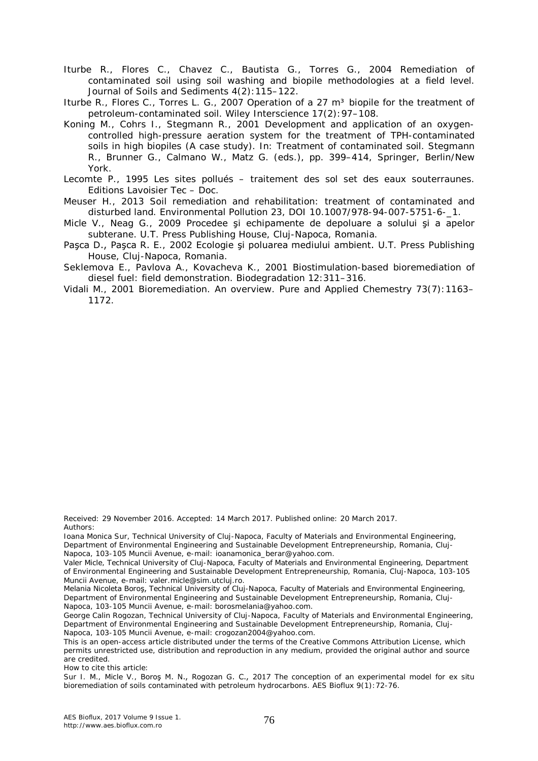Iturbe R., Flores C., Chavez C., Bautista G., Torres G., 2004 Remediation of contaminated soil using soil washing and biopile methodologies at a field level. Journal of Soils and Sediments 4(2):115–122.

Iturbe R., Flores C., Torres L. G., 2007 Operation of a 27 $m^3$ biopile for the treatment of petroleum-contaminated soil. Wiley Interscience 17(2):97–108.

Koning M., Cohrs I., Stegmann R., 2001 Development and application of an oxygen-controlled high-pressure aeration system for the treatment of TPH-contaminated soils in high biopiles (A case study). In: Treatment of contaminated soil. Stegmann R., Brunner G., Calmano W., Matz G. (eds.), pp. 399–414, Springer, Berlin/New York.

Lecomte P., 1995 Les sites pollués – traitement des sol set des eaux souterraunes. Editions Lavoisier Tec – Doc.

Meuser H., 2013 Soil remediation and rehabilitation: treatment of contaminated and disturbed land. Environmental Pollution 23, DOI 10.1007/978-94-007-5751-6-_1.

Micle V., Neag G., 2009 Procedee şi echipamente de depoluare a solului şi a apelor subterane. U.T. Press Publishing House, Cluj-Napoca, Romania.

Paşca D., Paşca R. E., 2002 Ecologie şi poluarea mediului ambient. U.T. Press Publishing House, Cluj-Napoca, Romania.

Seklemova E., Pavlova A., Kovacheva K., 2001 Biostimulation-based bioremediation of diesel fuel: field demonstration. Biodegradation 12:311–316.

Vidali M., 2001 Bioremediation. An overview. Pure and Applied Chemestry 73(7):1163–1172.

Received: 29 November 2016. Accepted: 14 March 2017. Published online: 20 March 2017.

Authors:

Ioana Monica Sur, Technical University of Cluj-Napoca, Faculty of Materials and Environmental Engineering, Department of Environmental Engineering and Sustainable Development Entrepreneurship, Romania, Cluj-Napoca, 103-105 Muncii Avenue, e-mail: ioanamonica_berar@yahoo.com.

Valer Micle, Technical University of Cluj-Napoca, Faculty of Materials and Environmental Engineering, Department of Environmental Engineering and Sustainable Development Entrepreneurship, Romania, Cluj-Napoca, 103-105 Muncii Avenue, e-mail: valer.micle@sim.utcluj.ro.

Melania Nicoleta Boroş, Technical University of Cluj-Napoca, Faculty of Materials and Environmental Engineering, Department of Environmental Engineering and Sustainable Development Entrepreneurship, Romania, Cluj-Napoca, 103-105 Muncii Avenue, e-mail: borosmelania@yahoo.com.

George Calin Rogozan, Technical University of Cluj-Napoca, Faculty of Materials and Environmental Engineering, Department of Environmental Engineering and Sustainable Development Entrepreneurship, Romania, Cluj-Napoca, 103-105 Muncii Avenue, e-mail: crogozan2004@yahoo.com.

This is an open-access article distributed under the terms of the Creative Commons Attribution License, which permits unrestricted use, distribution and reproduction in any medium, provided the original author and source are credited.

How to cite this article:

Sur I. M., Micle V., Boroş M. N., Rogozan G. C., 2017 The conception of an experimental model for ex situ bioremediation of soils contaminated with petroleum hydrocarbons. AES Bioflux 9(1):72-76.